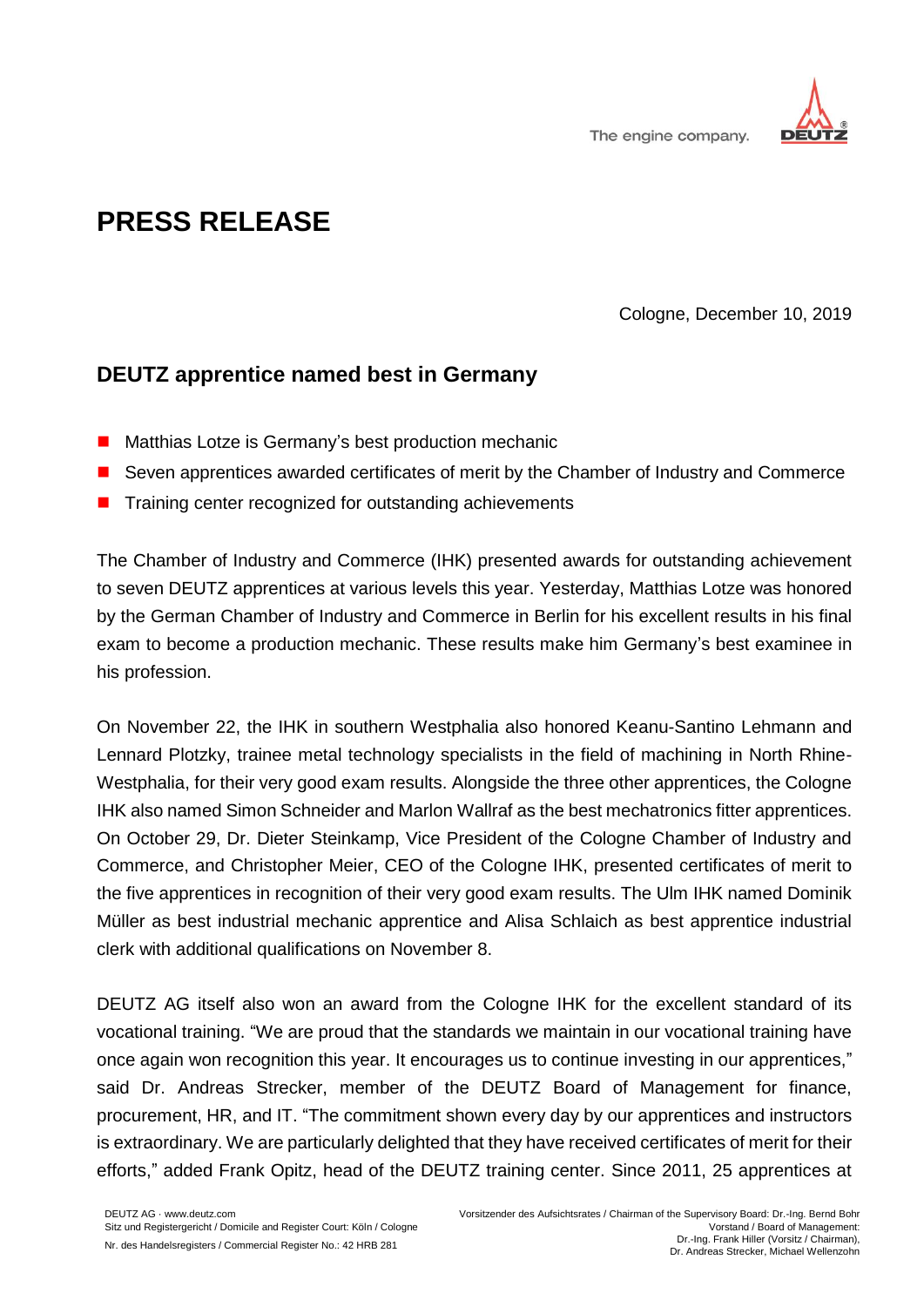# PRESS RELEASE

Cologne, December 10, 2019

## DEUTZ apprentice named best in Germany

- Matthias Lotze is Germany's best production mechanic
- Seven apprentices awarded certificates of merit by the Chamber of Industry and Commerce
- Training center recognized for outstanding achievements

The Chamber of Industry and Commerce (IHK) presented awards for outstanding achievement to seven DEUTZ apprentices at various levels this year. Yesterday, Matthias Lotze was honored by the German Chamber of Industry and Commerce in Berlin for his excellent results in his final exam to become a production mechanic. These results make him Germany's best examinee in his profession.

On November 22, the IHK in southern Westphalia also honored Keanu-Santino Lehmann and Lennard Plotzky, trainee metal technology specialists in the field of machining in North Rhine-Westphalia, for their very good exam results. Alongside the three other apprentices, the Cologne IHK also named Simon Schneider and Marlon Wallraf as the best mechatronics fitter apprentices. On October 29, Dr. Dieter Steinkamp, Vice President of the Cologne Chamber of Industry and Commerce, and Christopher Meier, CEO of the Cologne IHK, presented certificates of merit to the five apprentices in recognition of their very good exam results. The Ulm IHK named Dominik Müller as best industrial mechanic apprentice and Alisa Schlaich as best apprentice industrial clerk with additional qualifications on November 8.

DEUTZ AG itself also won an award from the Cologne IHK for the excellent standard of its vocational training. "We are proud that the standards we maintain in our vocational training have once again won recognition this year. It encourages us to continue investing in our apprentices," said Dr. Andreas Strecker, member of the DEUTZ Board of Management for finance, procurement, HR, and IT. "The commitment shown every day by our apprentices and instructors is extraordinary. We are particularly delighted that they have received certificates of merit for their efforts," added Frank Opitz, head of the DEUTZ training center. Since 2011, 25 apprentices at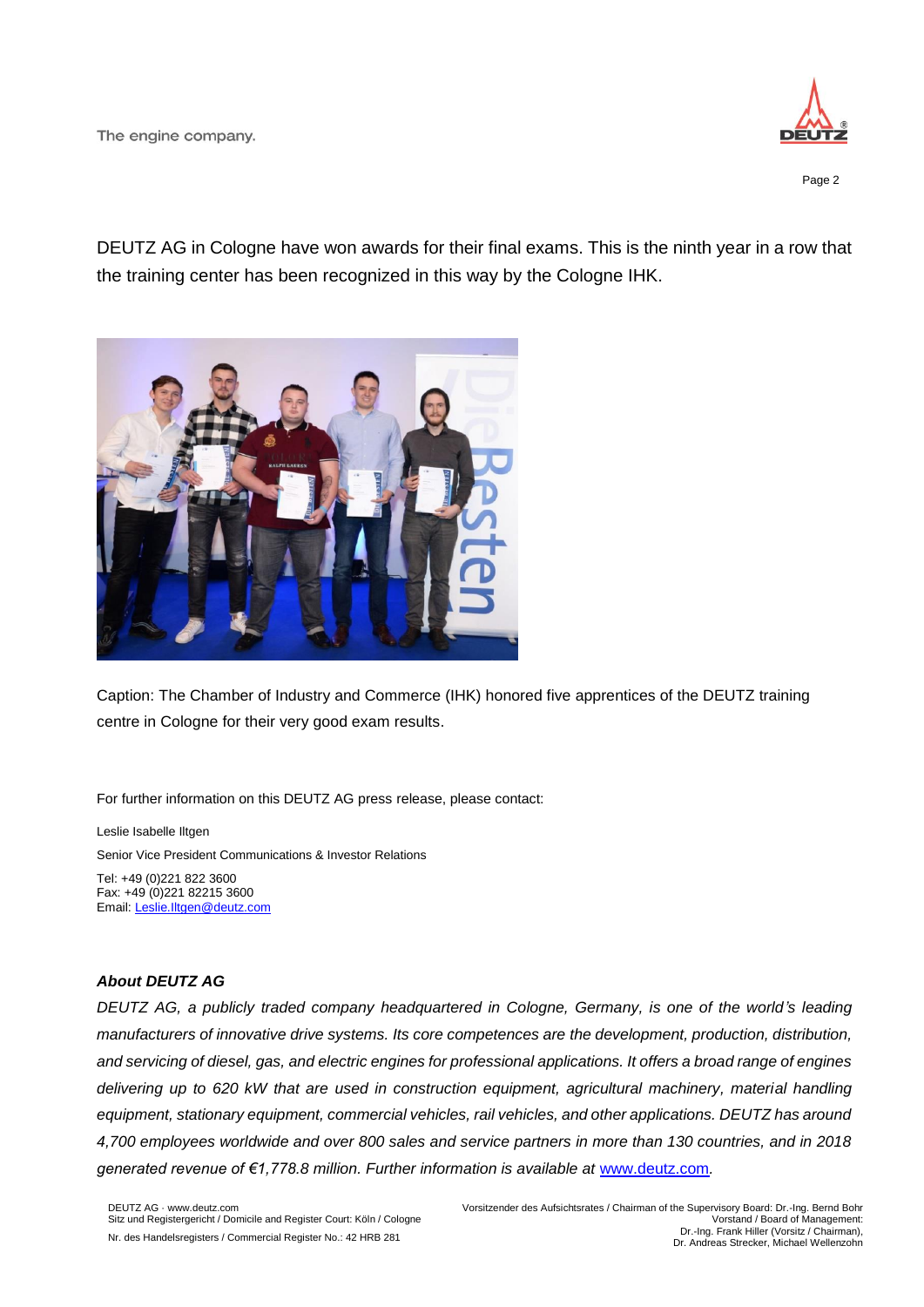DEUTZ AG in Cologne have won awards for their final exams. This is the ninth year in a row that the training center has been recognized in this way by the Cologne IHK.

Caption: The Chamber of Industry and Commerce (IHK) honored five apprentices of the DEUTZ training centre in Cologne for their very good exam results.

For further information on this DEUTZ AG press release, please contact:

Leslie Isabelle Iltgen

Senior Vice President Communications & Investor Relations

Tel: +49 (0)221 822 3600
Fax: +49 (0)221 82215 3600
Email: Leslie.Iltgen@deutz.com

***About DEUTZ AG***

*DEUTZ AG, a publicly traded company headquartered in Cologne, Germany, is one of the world's leading manufacturers of innovative drive systems. Its core competences are the development, production, distribution, and servicing of diesel, gas, and electric engines for professional applications. It offers a broad range of engines delivering up to 620 kW that are used in construction equipment, agricultural machinery, material handling equipment, stationary equipment, commercial vehicles, rail vehicles, and other applications. DEUTZ has around 4,700 employees worldwide and over 800 sales and service partners in more than 130 countries, and in 2018 generated revenue of €1,778.8 million. Further information is available at www.deutz.com.*

DEUTZ AG · www.deutz.com
Sitz und Registergericht / Domicile and Register Court: Köln / Cologne
Nr. des Handelsregisters / Commercial Register No.: 42 HRB 281

Vorsitzender des Aufsichtsrates / Chairman of the Supervisory Board: Dr.-Ing. Bernd Bohr
Vorstand / Board of Management:
Dr.-Ing. Frank Hiller (Vorsitz / Chairman),
Dr. Andreas Strecker, Michael Wellenzohn